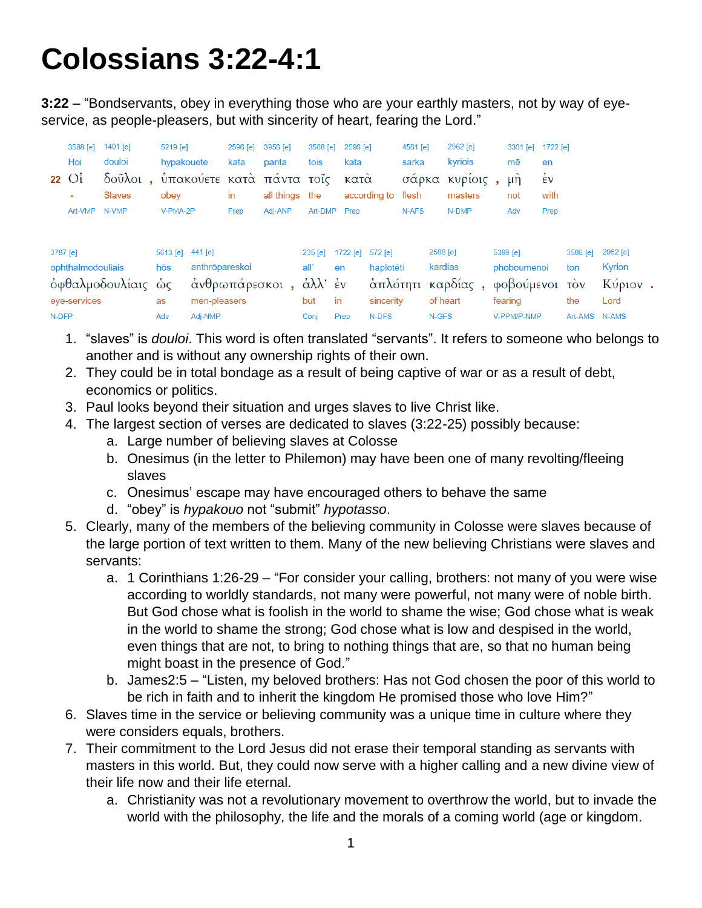# Colossians 3:22-4:1

**3:22** – "Bondservants, obey in everything those who are your earthly masters, not by way of eye-service, as people-pleasers, but with sincerity of heart, fearing the Lord."

| 22 | | | | | | | | | | | |
|---|---|---|---|---|---|---|---|---|---|---|---|
| 3588 [e] | 1401 [e] | 5219 [e] | 2596 [e] | 3956 [e] | 3588 [e] | 2596 [e] | 4561 [e] | 2962 [e] | 3361 [e] | 1722 [e] |
| Hoi | douloi | hypakouete | kata | panta | tois | kata | sarka | kyriois | mē | en |
| Οἱ | δοῦλοι , | ὑπακούετε | κατὰ | πάντα | τοῖς | κατὰ | σάρκα | κυρίοις , | μὴ | ἐν |
| - | Slaves | obey | in | all things | the | according to | flesh | masters | not | with |
| Art-VMP | N-VMP | V-PMA-2P | Prep | Adj-ANP | Art-DMP | Prep | N-AFS | N-DMP | Adv | Prep |

| | | | | | | | | | | |
|---|---|---|---|---|---|---|---|---|---|---|
| 3787 [e] | 5613 [e] | 441 [e] | 235 [e] | 1722 [e] | 572 [e] | 2588 [e] | 5399 [e] | 3588 [e] | 2962 [e] |
| ophthalmodouliais | hōs | anthrōpareskoi | all' | en | haplotēti | kardias | phoboumenoi | ton | Kyrion |
| ὀφθαλμοδουλίαις | ὡς | ἀνθρωπάρεσκοι , | ἀλλ' | ἐν | ἁπλότητι | καρδίας , | φοβούμενοι | τὸν | Κύριον . |
| eye-services | as | men-pleasers | but | in | sincerity | of heart | fearing | the | Lord |
| N-DFP | Adv | Adj-NMP | Conj | Prep | N-DFS | N-GFS | V-PPM/P-NMP | Art-AMS | N-AMS |

1. "slaves" is *douloi*. This word is often translated "servants". It refers to someone who belongs to another and is without any ownership rights of their own.
2. They could be in total bondage as a result of being captive of war or as a result of debt, economics or politics.
3. Paul looks beyond their situation and urges slaves to live Christ like.
4. The largest section of verses are dedicated to slaves (3:22-25) possibly because:
   a. Large number of believing slaves at Colosse
   b. Onesimus (in the letter to Philemon) may have been one of many revolting/fleeing slaves
   c. Onesimus' escape may have encouraged others to behave the same
   d. "obey" is *hypakouo* not "submit" *hypotasso*.
5. Clearly, many of the members of the believing community in Colosse were slaves because of the large portion of text written to them. Many of the new believing Christians were slaves and servants:
   a. 1 Corinthians 1:26-29 – "For consider your calling, brothers: not many of you were wise according to worldly standards, not many were powerful, not many were of noble birth. But God chose what is foolish in the world to shame the wise; God chose what is weak in the world to shame the strong; God chose what is low and despised in the world, even things that are not, to bring to nothing things that are, so that no human being might boast in the presence of God."
   b. James2:5 – "Listen, my beloved brothers: Has not God chosen the poor of this world to be rich in faith and to inherit the kingdom He promised those who love Him?"
6. Slaves time in the service or believing community was a unique time in culture where they were considers equals, brothers.
7. Their commitment to the Lord Jesus did not erase their temporal standing as servants with masters in this world. But, they could now serve with a higher calling and a new divine view of their life now and their life eternal.
   a. Christianity was not a revolutionary movement to overthrow the world, but to invade the world with the philosophy, the life and the morals of a coming world (age or kingdom.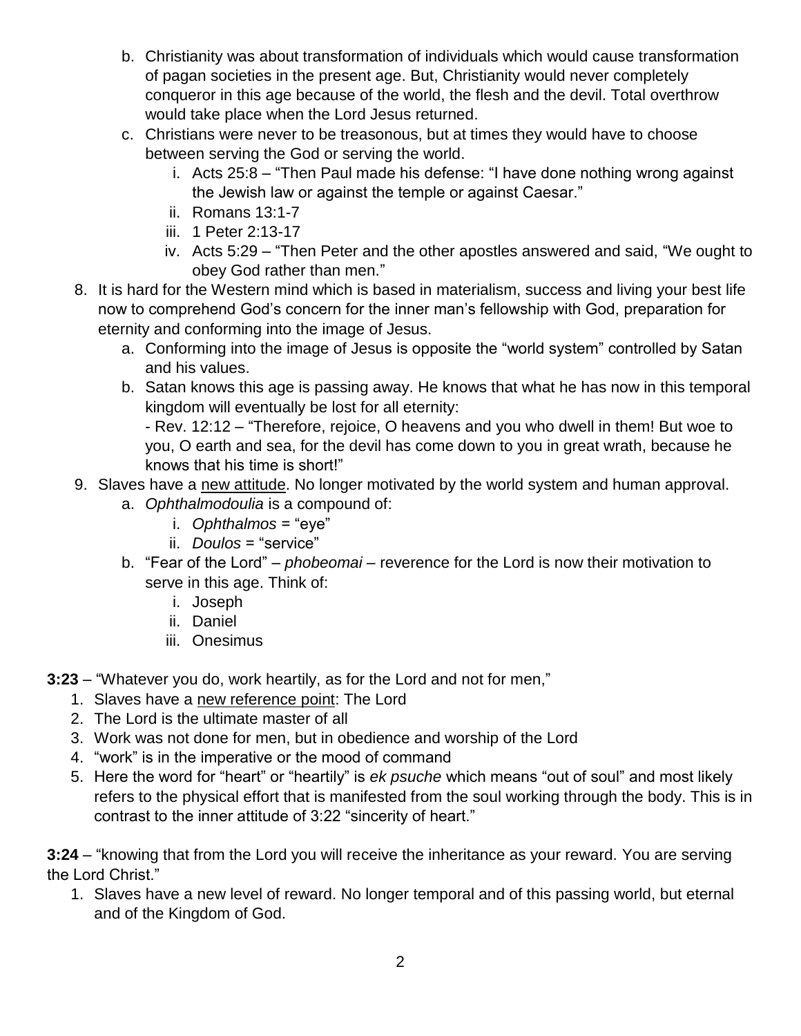b. Christianity was about transformation of individuals which would cause transformation of pagan societies in the present age. But, Christianity would never completely conqueror in this age because of the world, the flesh and the devil. Total overthrow would take place when the Lord Jesus returned.
   c. Christians were never to be treasonous, but at times they would have to choose between serving the God or serving the world.
      i. Acts 25:8 – "Then Paul made his defense: "I have done nothing wrong against the Jewish law or against the temple or against Caesar."
      ii. Romans 13:1-7
      iii. 1 Peter 2:13-17
      iv. Acts 5:29 – "Then Peter and the other apostles answered and said, "We ought to obey God rather than men."

8. It is hard for the Western mind which is based in materialism, success and living your best life now to comprehend God's concern for the inner man's fellowship with God, preparation for eternity and conforming into the image of Jesus.
   a. Conforming into the image of Jesus is opposite the "world system" controlled by Satan and his values.
   b. Satan knows this age is passing away. He knows that what he has now in this temporal kingdom will eventually be lost for all eternity:
      - Rev. 12:12 – "Therefore, rejoice, O heavens and you who dwell in them! But woe to you, O earth and sea, for the devil has come down to you in great wrath, because he knows that his time is short!"
9. Slaves have a <u>new attitude</u>. No longer motivated by the world system and human approval.
   a. *Ophthalmodoulia* is a compound of:
      i. *Ophthalmos* = "eye"
      ii. *Doulos* = "service"
   b. "Fear of the Lord" – *phobeomai* – reverence for the Lord is now their motivation to serve in this age. Think of:
      i. Joseph
      ii. Daniel
      iii. Onesimus

**3:23** – "Whatever you do, work heartily, as for the Lord and not for men,"

1. Slaves have a <u>new reference point</u>: The Lord
2. The Lord is the ultimate master of all
3. Work was not done for men, but in obedience and worship of the Lord
4. "work" is in the imperative or the mood of command
5. Here the word for "heart" or "heartily" is *ek psuche* which means "out of soul" and most likely refers to the physical effort that is manifested from the soul working through the body. This is in contrast to the inner attitude of 3:22 "sincerity of heart."

**3:24** – "knowing that from the Lord you will receive the inheritance as your reward. You are serving the Lord Christ."

1. Slaves have a new level of reward. No longer temporal and of this passing world, but eternal and of the Kingdom of God.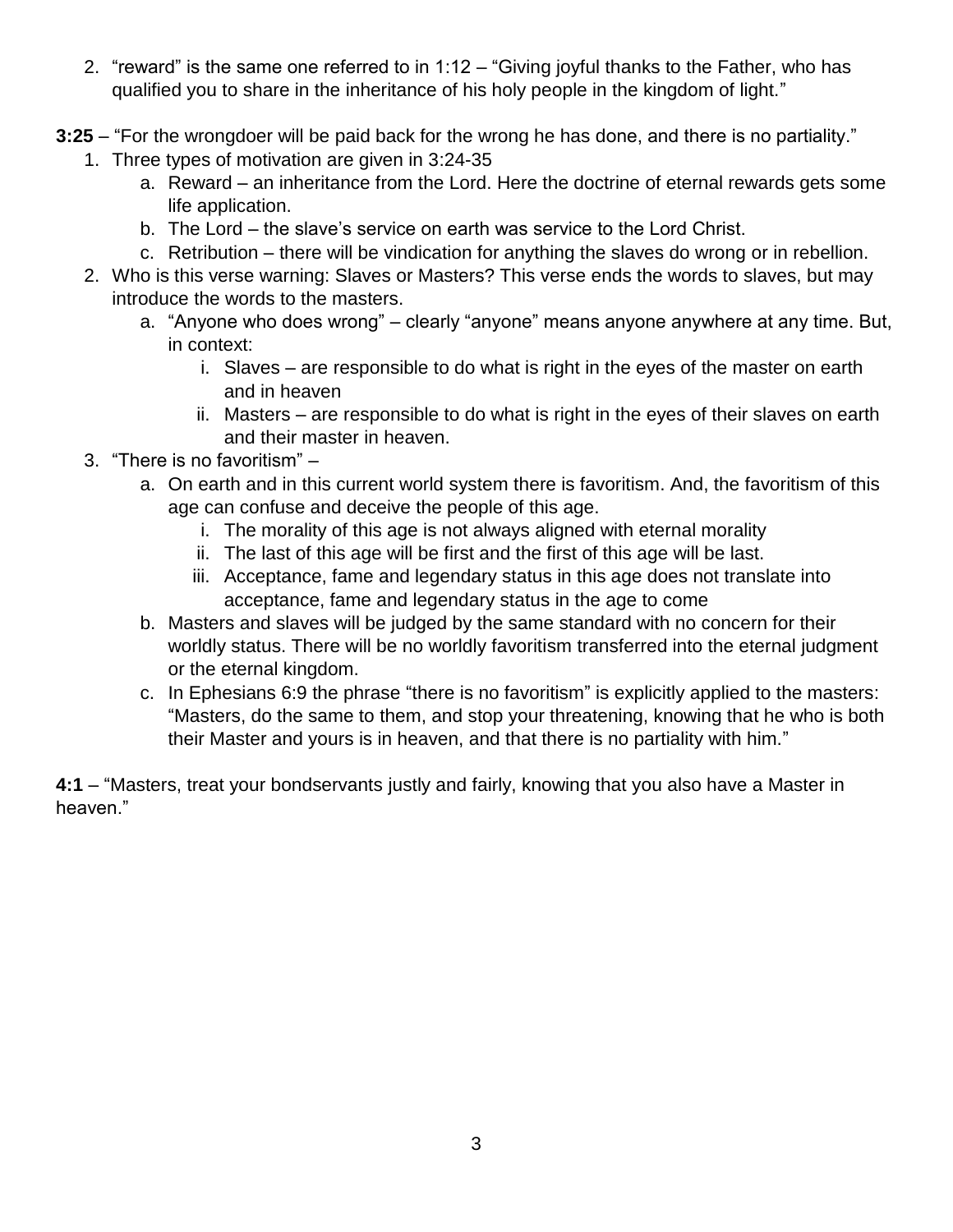2. “reward” is the same one referred to in 1:12 – “Giving joyful thanks to the Father, who has qualified you to share in the inheritance of his holy people in the kingdom of light.”

**3:25** – “For the wrongdoer will be paid back for the wrong he has done, and there is no partiality.”

1. Three types of motivation are given in 3:24-35
   a. Reward – an inheritance from the Lord. Here the doctrine of eternal rewards gets some life application.
   b. The Lord – the slave’s service on earth was service to the Lord Christ.
   c. Retribution – there will be vindication for anything the slaves do wrong or in rebellion.
2. Who is this verse warning: Slaves or Masters? This verse ends the words to slaves, but may introduce the words to the masters.
   a. “Anyone who does wrong” – clearly “anyone” means anyone anywhere at any time. But, in context:
      i. Slaves – are responsible to do what is right in the eyes of the master on earth and in heaven
      ii. Masters – are responsible to do what is right in the eyes of their slaves on earth and their master in heaven.
3. “There is no favoritism” –
   a. On earth and in this current world system there is favoritism. And, the favoritism of this age can confuse and deceive the people of this age.
      i. The morality of this age is not always aligned with eternal morality
      ii. The last of this age will be first and the first of this age will be last.
      iii. Acceptance, fame and legendary status in this age does not translate into acceptance, fame and legendary status in the age to come
   b. Masters and slaves will be judged by the same standard with no concern for their worldly status. There will be no worldly favoritism transferred into the eternal judgment or the eternal kingdom.
   c. In Ephesians 6:9 the phrase “there is no favoritism” is explicitly applied to the masters: “Masters, do the same to them, and stop your threatening, knowing that he who is both their Master and yours is in heaven, and that there is no partiality with him.”

**4:1** – “Masters, treat your bondservants justly and fairly, knowing that you also have a Master in heaven.”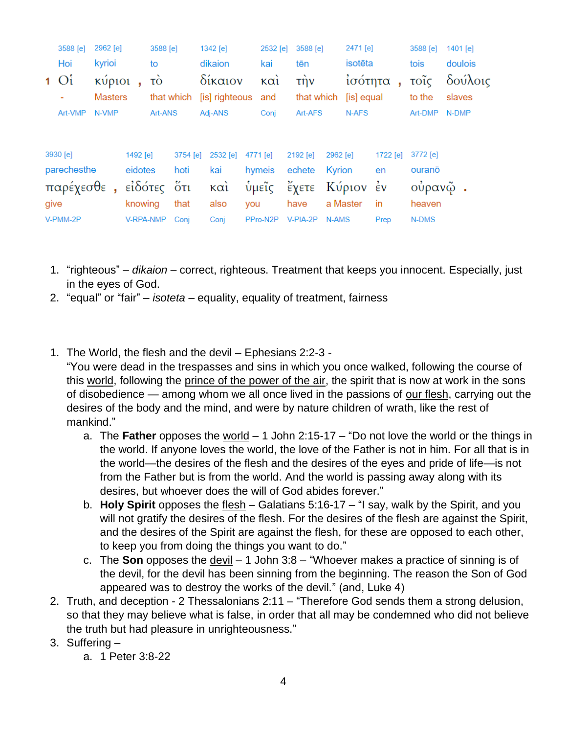| 1 | 3588 [e] | 2962 [e] | | 3588 [e] | 1342 [e] | 2532 [e] | 3588 [e] | 2471 [e] | | 3588 [e] | 1401 [e] |
|---|---|---|---|---|---|---|---|---|---|---|---|
| | Hoi | kyrioi | | to | dikaion | kai | tēn | isotēta | | tois | doulois |
| | Οἱ | κύριοι | , | τὸ | δίκαιον | καὶ | τὴν | ἰσότητα | , | τοῖς | δούλοις |
| | - | Masters | | that which | [is] righteous | and | that which | [is] equal | | to the | slaves |
| | Art-VMP | N-VMP | | Art-ANS | Adj-ANS | Conj | Art-AFS | N-AFS | | Art-DMP | N-DMP |

| 3930 [e] | | 1492 [e] | 3754 [e] | 2532 [e] | 4771 [e] | 2192 [e] | 2962 [e] | 1722 [e] | 3772 [e] | |
|---|---|---|---|---|---|---|---|---|---|---|
| parechesthe | | eidotes | hoti | kai | hymeis | echete | Kyrion | en | ouranō | |
| παρέχεσθε | , | εἰδότες | ὅτι | καὶ | ὑμεῖς | ἔχετε | Κύριον | ἐν | οὐρανῷ | . |
| give | | knowing | that | also | you | have | a Master | in | heaven | |
| V-PMM-2P | | V-RPA-NMP | Conj | Conj | PPro-N2P | V-PIA-2P | N-AMS | Prep | N-DMS | |

1. "righteous" – *dikaion* – correct, righteous. Treatment that keeps you innocent. Especially, just in the eyes of God.
2. "equal" or "fair" – *isoteta* – equality, equality of treatment, fairness

1. The World, the flesh and the devil – Ephesians 2:2-3 -
   "You were dead in the trespasses and sins in which you once walked, following the course of this world, following the prince of the power of the air, the spirit that is now at work in the sons of disobedience — among whom we all once lived in the passions of our flesh, carrying out the desires of the body and the mind, and were by nature children of wrath, like the rest of mankind."
   a. The **Father** opposes the world – 1 John 2:15-17 – "Do not love the world or the things in the world. If anyone loves the world, the love of the Father is not in him. For all that is in the world—the desires of the flesh and the desires of the eyes and pride of life—is not from the Father but is from the world. And the world is passing away along with its desires, but whoever does the will of God abides forever."
   b. **Holy Spirit** opposes the flesh – Galatians 5:16-17 – "I say, walk by the Spirit, and you will not gratify the desires of the flesh. For the desires of the flesh are against the Spirit, and the desires of the Spirit are against the flesh, for these are opposed to each other, to keep you from doing the things you want to do."
   c. The **Son** opposes the devil – 1 John 3:8 – "Whoever makes a practice of sinning is of the devil, for the devil has been sinning from the beginning. The reason the Son of God appeared was to destroy the works of the devil." (and, Luke 4)
2. Truth, and deception - 2 Thessalonians 2:11 – "Therefore God sends them a strong delusion, so that they may believe what is false, in order that all may be condemned who did not believe the truth but had pleasure in unrighteousness."
3. Suffering –
   a. 1 Peter 3:8-22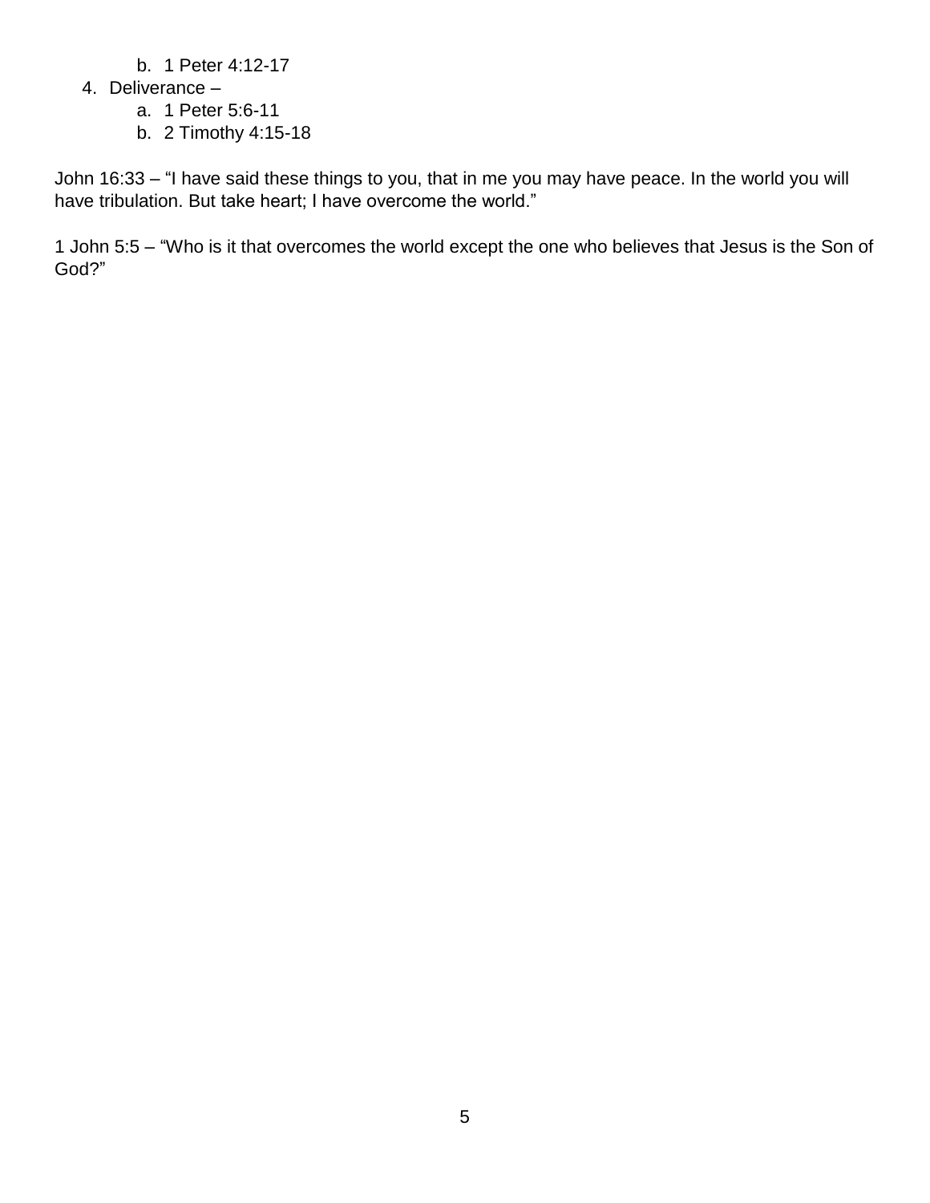b. 1 Peter 4:12-17

4. Deliverance –
   a. 1 Peter 5:6-11
   b. 2 Timothy 4:15-18

John 16:33 – “I have said these things to you, that in me you may have peace. In the world you will have tribulation. But take heart; I have overcome the world.”

1 John 5:5 – “Who is it that overcomes the world except the one who believes that Jesus is the Son of God?”